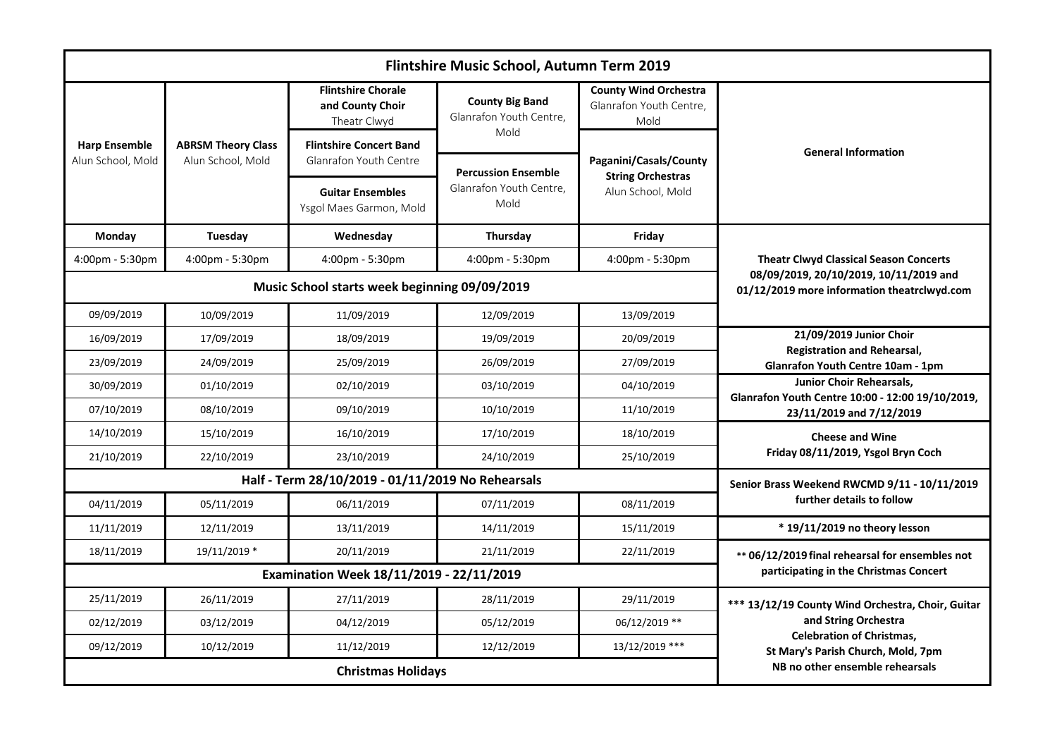# Flintshire Music School, Autumn Term 2019

| **Harp Ensemble** Alun School, Mold | **ABRSM Theory Class** Alun School, Mold | **Flintshire Chorale and County Choir** Theatr Clwyd / **Flintshire Concert Band** Glanrafon Youth Centre / **Guitar Ensembles** Ysgol Maes Garmon, Mold | **County Big Band** Glanrafon Youth Centre, Mold / **Percussion Ensemble** Glanrafon Youth Centre, Mold | **County Wind Orchestra** Glanrafon Youth Centre, Mold / **Paganini/Casals/County String Orchestras** Alun School, Mold | **General Information** |
|---|---|---|---|---|---|
| **Monday** | **Tuesday** | **Wednesday** | **Thursday** | **Friday** | |
| 4:00pm - 5:30pm | 4:00pm - 5:30pm | 4:00pm - 5:30pm | 4:00pm - 5:30pm | 4:00pm - 5:30pm | **Theatr Clwyd Classical Season Concerts 08/09/2019, 20/10/2019, 10/11/2019 and 01/12/2019 more information theatrclwyd.com** |
| **Music School starts week beginning 09/09/2019** | | | | | |
| 09/09/2019 | 10/09/2019 | 11/09/2019 | 12/09/2019 | 13/09/2019 | |
| 16/09/2019 | 17/09/2019 | 18/09/2019 | 19/09/2019 | 20/09/2019 | **21/09/2019 Junior Choir Registration and Rehearsal, Glanrafon Youth Centre 10am - 1pm** |
| 23/09/2019 | 24/09/2019 | 25/09/2019 | 26/09/2019 | 27/09/2019 | |
| 30/09/2019 | 01/10/2019 | 02/10/2019 | 03/10/2019 | 04/10/2019 | **Junior Choir Rehearsals, Glanrafon Youth Centre 10:00 - 12:00 19/10/2019, 23/11/2019 and 7/12/2019** |
| 07/10/2019 | 08/10/2019 | 09/10/2019 | 10/10/2019 | 11/10/2019 | |
| 14/10/2019 | 15/10/2019 | 16/10/2019 | 17/10/2019 | 18/10/2019 | **Cheese and Wine Friday 08/11/2019, Ysgol Bryn Coch** |
| 21/10/2019 | 22/10/2019 | 23/10/2019 | 24/10/2019 | 25/10/2019 | |
| **Half - Term 28/10/2019 - 01/11/2019 No Rehearsals** | | | | | **Senior Brass Weekend RWCMD 9/11 - 10/11/2019 further details to follow** |
| 04/11/2019 | 05/11/2019 | 06/11/2019 | 07/11/2019 | 08/11/2019 | |
| 11/11/2019 | 12/11/2019 | 13/11/2019 | 14/11/2019 | 15/11/2019 | **\* 19/11/2019 no theory lesson** |
| 18/11/2019 | 19/11/2019 * | 20/11/2019 | 21/11/2019 | 22/11/2019 | **\*\* 06/12/2019 final rehearsal for ensembles not participating in the Christmas Concert** |
| **Examination Week 18/11/2019 - 22/11/2019** | | | | | |
| 25/11/2019 | 26/11/2019 | 27/11/2019 | 28/11/2019 | 29/11/2019 | **\*\*\* 13/12/19 County Wind Orchestra, Choir, Guitar and String Orchestra Celebration of Christmas, St Mary's Parish Church, Mold, 7pm NB no other ensemble rehearsals** |
| 02/12/2019 | 03/12/2019 | 04/12/2019 | 05/12/2019 | 06/12/2019 ** | |
| 09/12/2019 | 10/12/2019 | 11/12/2019 | 12/12/2019 | 13/12/2019 *** | |
| **Christmas Holidays** | | | | | |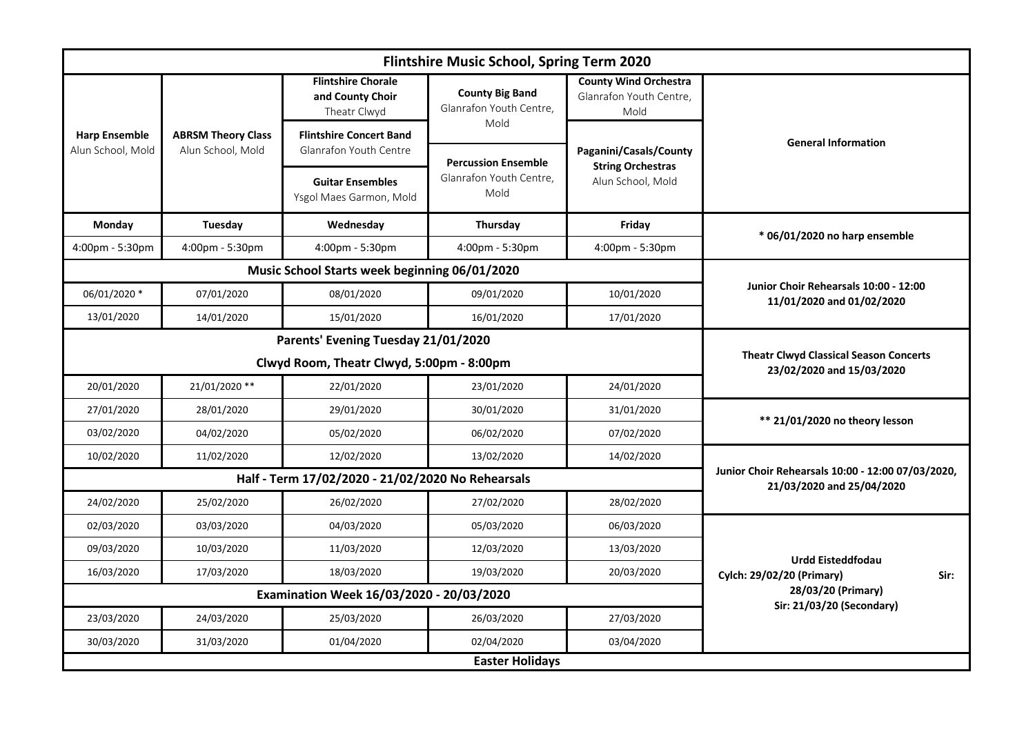# Flintshire Music School, Spring Term 2020

| Harp Ensemble<br>Alun School, Mold | ABRSM Theory Class<br>Alun School, Mold | Flintshire Chorale and County Choir<br>Theatr Clwyd<br>Flintshire Concert Band<br>Glanrafon Youth Centre<br>Guitar Ensembles<br>Ysgol Maes Garmon, Mold | County Big Band<br>Glanrafon Youth Centre, Mold<br>Percussion Ensemble<br>Glanrafon Youth Centre, Mold | County Wind Orchestra<br>Glanrafon Youth Centre, Mold<br>Paganini/Casals/County String Orchestras<br>Alun School, Mold | General Information |
|---|---|---|---|---|---|
| **Monday** | **Tuesday** | **Wednesday** | **Thursday** | **Friday** | * 06/01/2020 no harp ensemble |
| 4:00pm - 5:30pm | 4:00pm - 5:30pm | 4:00pm - 5:30pm | 4:00pm - 5:30pm | 4:00pm - 5:30pm | |
| **Music School Starts week beginning 06/01/2020** | | | | | Junior Choir Rehearsals 10:00 - 12:00 11/01/2020 and 01/02/2020 |
| 06/01/2020 * | 07/01/2020 | 08/01/2020 | 09/01/2020 | 10/01/2020 | |
| 13/01/2020 | 14/01/2020 | 15/01/2020 | 16/01/2020 | 17/01/2020 | |
| **Parents' Evening Tuesday 21/01/2020** | | | | | Theatr Clwyd Classical Season Concerts 23/02/2020 and 15/03/2020 |
| **Clwyd Room, Theatr Clwyd, 5:00pm - 8:00pm** | | | | | |
| 20/01/2020 | 21/01/2020 ** | 22/01/2020 | 23/01/2020 | 24/01/2020 | |
| 27/01/2020 | 28/01/2020 | 29/01/2020 | 30/01/2020 | 31/01/2020 | ** 21/01/2020 no theory lesson |
| 03/02/2020 | 04/02/2020 | 05/02/2020 | 06/02/2020 | 07/02/2020 | |
| 10/02/2020 | 11/02/2020 | 12/02/2020 | 13/02/2020 | 14/02/2020 | Junior Choir Rehearsals 10:00 - 12:00 07/03/2020, 21/03/2020 and 25/04/2020 |
| **Half - Term 17/02/2020 - 21/02/2020 No Rehearsals** | | | | | |
| 24/02/2020 | 25/02/2020 | 26/02/2020 | 27/02/2020 | 28/02/2020 | |
| 02/03/2020 | 03/03/2020 | 04/03/2020 | 05/03/2020 | 06/03/2020 | Urdd Eisteddfodau<br>Cylch: 29/02/20 (Primary) Sir: 28/03/20 (Primary)<br>Sir: 21/03/20 (Secondary) |
| 09/03/2020 | 10/03/2020 | 11/03/2020 | 12/03/2020 | 13/03/2020 | |
| 16/03/2020 | 17/03/2020 | 18/03/2020 | 19/03/2020 | 20/03/2020 | |
| **Examination Week 16/03/2020 - 20/03/2020** | | | | | |
| 23/03/2020 | 24/03/2020 | 25/03/2020 | 26/03/2020 | 27/03/2020 | |
| 30/03/2020 | 31/03/2020 | 01/04/2020 | 02/04/2020 | 03/04/2020 | |
| **Easter Holidays** | | | | | |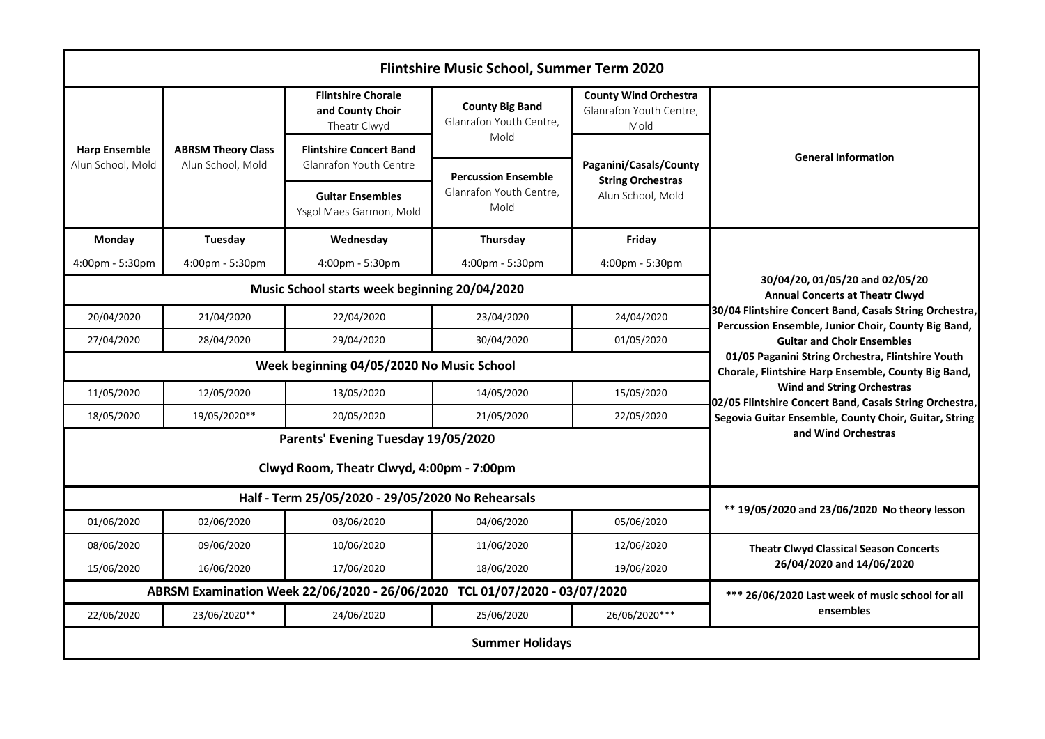# Flintshire Music School, Summer Term 2020

| **Harp Ensemble** Alun School, Mold | **ABRSM Theory Class** Alun School, Mold | **Flintshire Chorale and County Choir** Theatr Clwyd / **Flintshire Concert Band** Glanrafon Youth Centre / **Guitar Ensembles** Ysgol Maes Garmon, Mold | **County Big Band** Glanrafon Youth Centre, Mold / **Percussion Ensemble** Glanrafon Youth Centre, Mold | **County Wind Orchestra** Glanrafon Youth Centre, Mold / **Paganini/Casals/County String Orchestras** Alun School, Mold |
|---|---|---|---|---|
| **Monday** | **Tuesday** | **Wednesday** | **Thursday** | **Friday** |
| 4:00pm - 5:30pm | 4:00pm - 5:30pm | 4:00pm - 5:30pm | 4:00pm - 5:30pm | 4:00pm - 5:30pm |
| **Music School starts week beginning 20/04/2020** | | | | |
| 20/04/2020 | 21/04/2020 | 22/04/2020 | 23/04/2020 | 24/04/2020 |
| 27/04/2020 | 28/04/2020 | 29/04/2020 | 30/04/2020 | 01/05/2020 |
| **Week beginning 04/05/2020 No Music School** | | | | |
| 11/05/2020 | 12/05/2020 | 13/05/2020 | 14/05/2020 | 15/05/2020 |
| 18/05/2020 | 19/05/2020** | 20/05/2020 | 21/05/2020 | 22/05/2020 |
| **Parents' Evening Tuesday 19/05/2020 Clwyd Room, Theatr Clwyd, 4:00pm - 7:00pm** | | | | |
| **Half - Term 25/05/2020 - 29/05/2020 No Rehearsals** | | | | |
| 01/06/2020 | 02/06/2020 | 03/06/2020 | 04/06/2020 | 05/06/2020 |
| 08/06/2020 | 09/06/2020 | 10/06/2020 | 11/06/2020 | 12/06/2020 |
| 15/06/2020 | 16/06/2020 | 17/06/2020 | 18/06/2020 | 19/06/2020 |
| **ABRSM Examination Week 22/06/2020 - 26/06/2020 TCL 01/07/2020 - 03/07/2020** | | | | |
| 22/06/2020 | 23/06/2020** | 24/06/2020 | 25/06/2020 | 26/06/2020*** |
| **Summer Holidays** | | | | |

## General Information

**30/04/20, 01/05/20 and 02/05/20**
**Annual Concerts at Theatr Clwyd**
**30/04 Flintshire Concert Band, Casals String Orchestra, Percussion Ensemble, Junior Choir, County Big Band, Guitar and Choir Ensembles**
**01/05 Paganini String Orchestra, Flintshire Youth Chorale, Flintshire Harp Ensemble, County Big Band, Wind and String Orchestras**
**02/05 Flintshire Concert Band, Casals String Orchestra, Segovia Guitar Ensemble, County Choir, Guitar, String and Wind Orchestras**

**** 19/05/2020 and 23/06/2020 No theory lesson**

**Theatr Clwyd Classical Season Concerts 26/04/2020 and 14/06/2020**

***** 26/06/2020 Last week of music school for all ensembles**